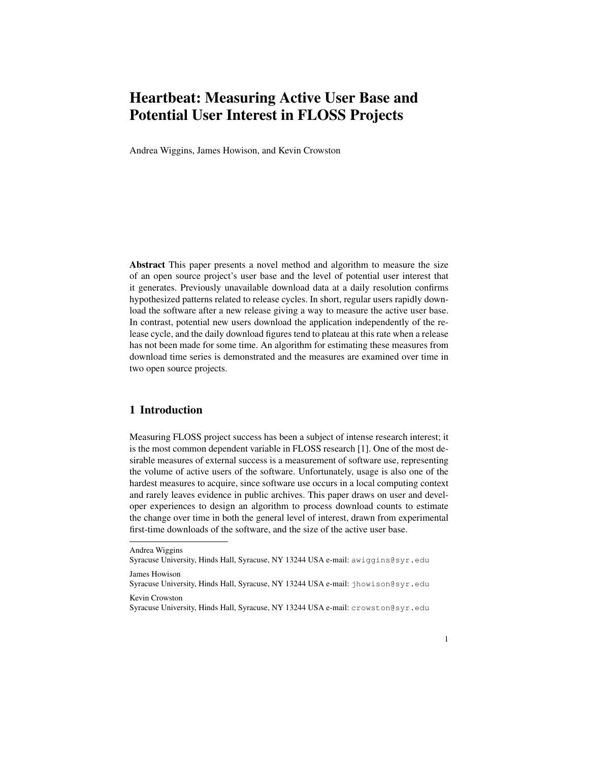# Heartbeat: Measuring Active User Base and Potential User Interest in FLOSS Projects

Andrea Wiggins, James Howison, and Kevin Crowston

**Abstract** This paper presents a novel method and algorithm to measure the size of an open source project's user base and the level of potential user interest that it generates. Previously unavailable download data at a daily resolution confirms hypothesized patterns related to release cycles. In short, regular users rapidly download the software after a new release giving a way to measure the active user base. In contrast, potential new users download the application independently of the release cycle, and the daily download figures tend to plateau at this rate when a release has not been made for some time. An algorithm for estimating these measures from download time series is demonstrated and the measures are examined over time in two open source projects.

## 1 Introduction

Measuring FLOSS project success has been a subject of intense research interest; it is the most common dependent variable in FLOSS research [1]. One of the most desirable measures of external success is a measurement of software use, representing the volume of active users of the software. Unfortunately, usage is also one of the hardest measures to acquire, since software use occurs in a local computing context and rarely leaves evidence in public archives. This paper draws on user and developer experiences to design an algorithm to process download counts to estimate the change over time in both the general level of interest, drawn from experimental first-time downloads of the software, and the size of the active user base.

---

Andrea Wiggins
Syracuse University, Hinds Hall, Syracuse, NY 13244 USA e-mail: awiggins@syr.edu

James Howison
Syracuse University, Hinds Hall, Syracuse, NY 13244 USA e-mail: jhowison@syr.edu

Kevin Crowston
Syracuse University, Hinds Hall, Syracuse, NY 13244 USA e-mail: crowston@syr.edu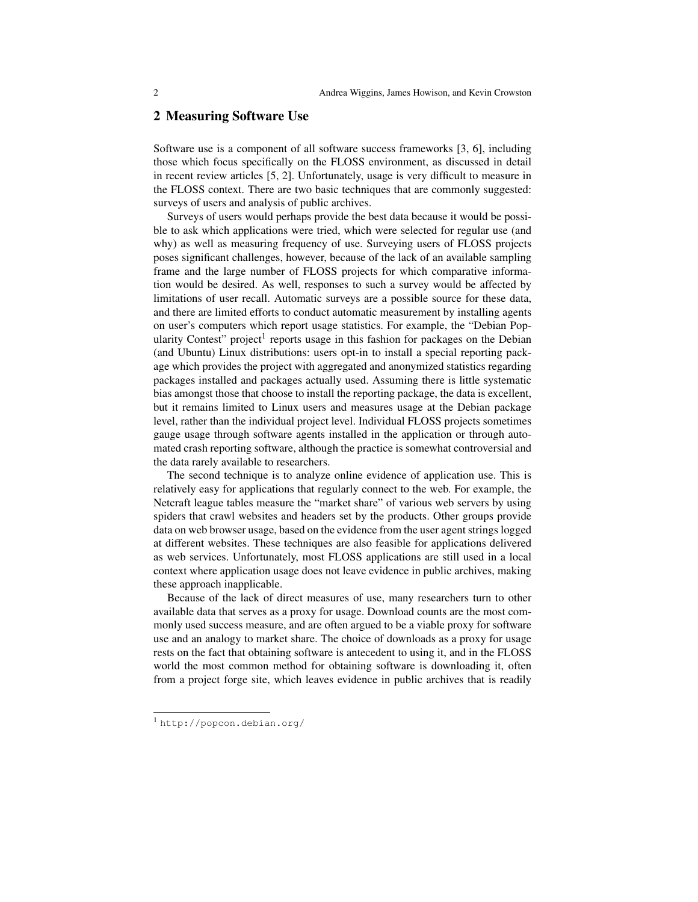## 2 Measuring Software Use

Software use is a component of all software success frameworks [3, 6], including those which focus specifically on the FLOSS environment, as discussed in detail in recent review articles [5, 2]. Unfortunately, usage is very difficult to measure in the FLOSS context. There are two basic techniques that are commonly suggested: surveys of users and analysis of public archives.

Surveys of users would perhaps provide the best data because it would be possible to ask which applications were tried, which were selected for regular use (and why) as well as measuring frequency of use. Surveying users of FLOSS projects poses significant challenges, however, because of the lack of an available sampling frame and the large number of FLOSS projects for which comparative information would be desired. As well, responses to such a survey would be affected by limitations of user recall. Automatic surveys are a possible source for these data, and there are limited efforts to conduct automatic measurement by installing agents on user's computers which report usage statistics. For example, the "Debian Popularity Contest" project[1] reports usage in this fashion for packages on the Debian (and Ubuntu) Linux distributions: users opt-in to install a special reporting package which provides the project with aggregated and anonymized statistics regarding packages installed and packages actually used. Assuming there is little systematic bias amongst those that choose to install the reporting package, the data is excellent, but it remains limited to Linux users and measures usage at the Debian package level, rather than the individual project level. Individual FLOSS projects sometimes gauge usage through software agents installed in the application or through automated crash reporting software, although the practice is somewhat controversial and the data rarely available to researchers.

The second technique is to analyze online evidence of application use. This is relatively easy for applications that regularly connect to the web. For example, the Netcraft league tables measure the "market share" of various web servers by using spiders that crawl websites and headers set by the products. Other groups provide data on web browser usage, based on the evidence from the user agent strings logged at different websites. These techniques are also feasible for applications delivered as web services. Unfortunately, most FLOSS applications are still used in a local context where application usage does not leave evidence in public archives, making these approach inapplicable.

Because of the lack of direct measures of use, many researchers turn to other available data that serves as a proxy for usage. Download counts are the most commonly used success measure, and are often argued to be a viable proxy for software use and an analogy to market share. The choice of downloads as a proxy for usage rests on the fact that obtaining software is antecedent to using it, and in the FLOSS world the most common method for obtaining software is downloading it, often from a project forge site, which leaves evidence in public archives that is readily

[1] http://popcon.debian.org/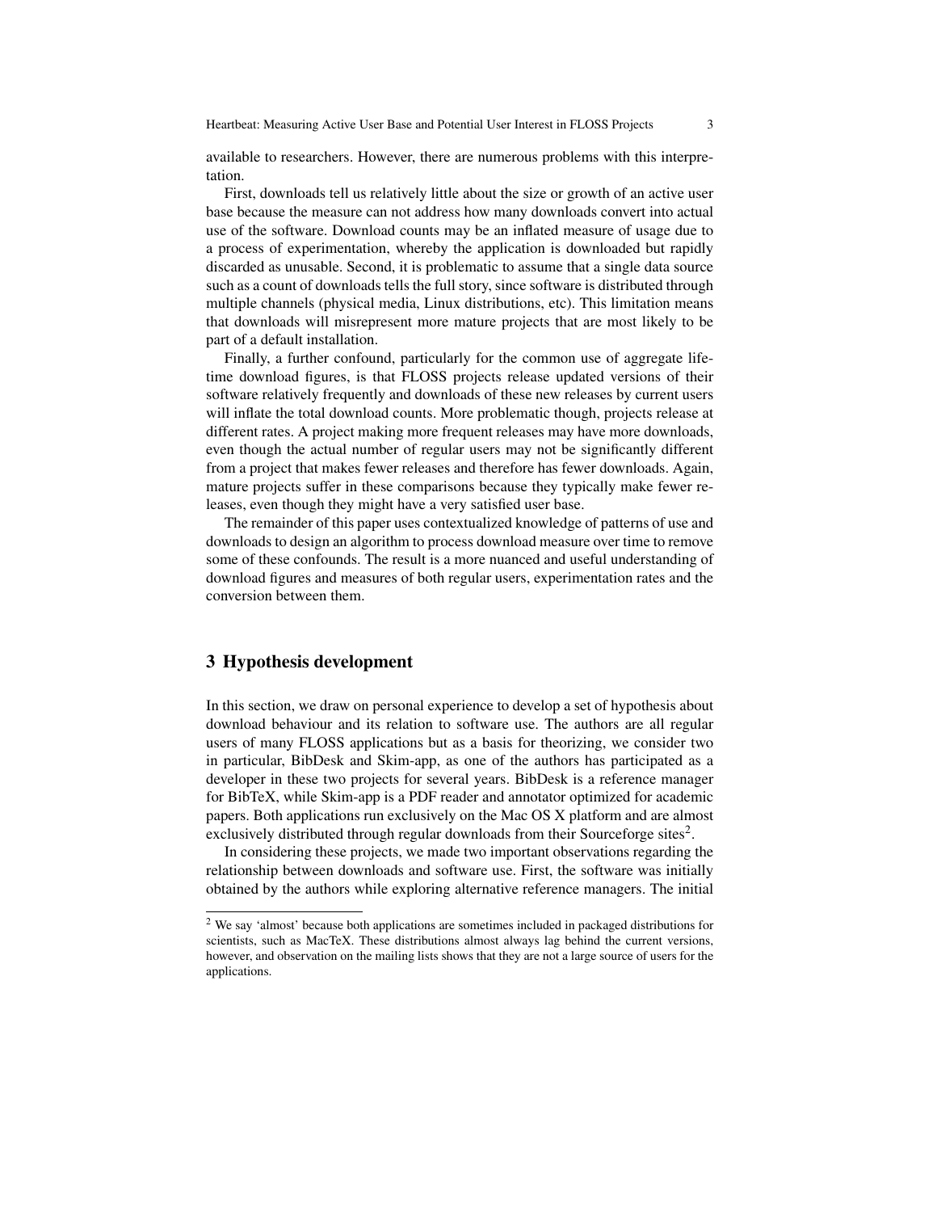available to researchers. However, there are numerous problems with this interpretation.

First, downloads tell us relatively little about the size or growth of an active user base because the measure can not address how many downloads convert into actual use of the software. Download counts may be an inflated measure of usage due to a process of experimentation, whereby the application is downloaded but rapidly discarded as unusable. Second, it is problematic to assume that a single data source such as a count of downloads tells the full story, since software is distributed through multiple channels (physical media, Linux distributions, etc). This limitation means that downloads will misrepresent more mature projects that are most likely to be part of a default installation.

Finally, a further confound, particularly for the common use of aggregate lifetime download figures, is that FLOSS projects release updated versions of their software relatively frequently and downloads of these new releases by current users will inflate the total download counts. More problematic though, projects release at different rates. A project making more frequent releases may have more downloads, even though the actual number of regular users may not be significantly different from a project that makes fewer releases and therefore has fewer downloads. Again, mature projects suffer in these comparisons because they typically make fewer releases, even though they might have a very satisfied user base.

The remainder of this paper uses contextualized knowledge of patterns of use and downloads to design an algorithm to process download measure over time to remove some of these confounds. The result is a more nuanced and useful understanding of download figures and measures of both regular users, experimentation rates and the conversion between them.

## 3 Hypothesis development

In this section, we draw on personal experience to develop a set of hypothesis about download behaviour and its relation to software use. The authors are all regular users of many FLOSS applications but as a basis for theorizing, we consider two in particular, BibDesk and Skim-app, as one of the authors has participated as a developer in these two projects for several years. BibDesk is a reference manager for BibTeX, while Skim-app is a PDF reader and annotator optimized for academic papers. Both applications run exclusively on the Mac OS X platform and are almost exclusively distributed through regular downloads from their Sourceforge sites[2].

In considering these projects, we made two important observations regarding the relationship between downloads and software use. First, the software was initially obtained by the authors while exploring alternative reference managers. The initial

[2] We say 'almost' because both applications are sometimes included in packaged distributions for scientists, such as MacTeX. These distributions almost always lag behind the current versions, however, and observation on the mailing lists shows that they are not a large source of users for the applications.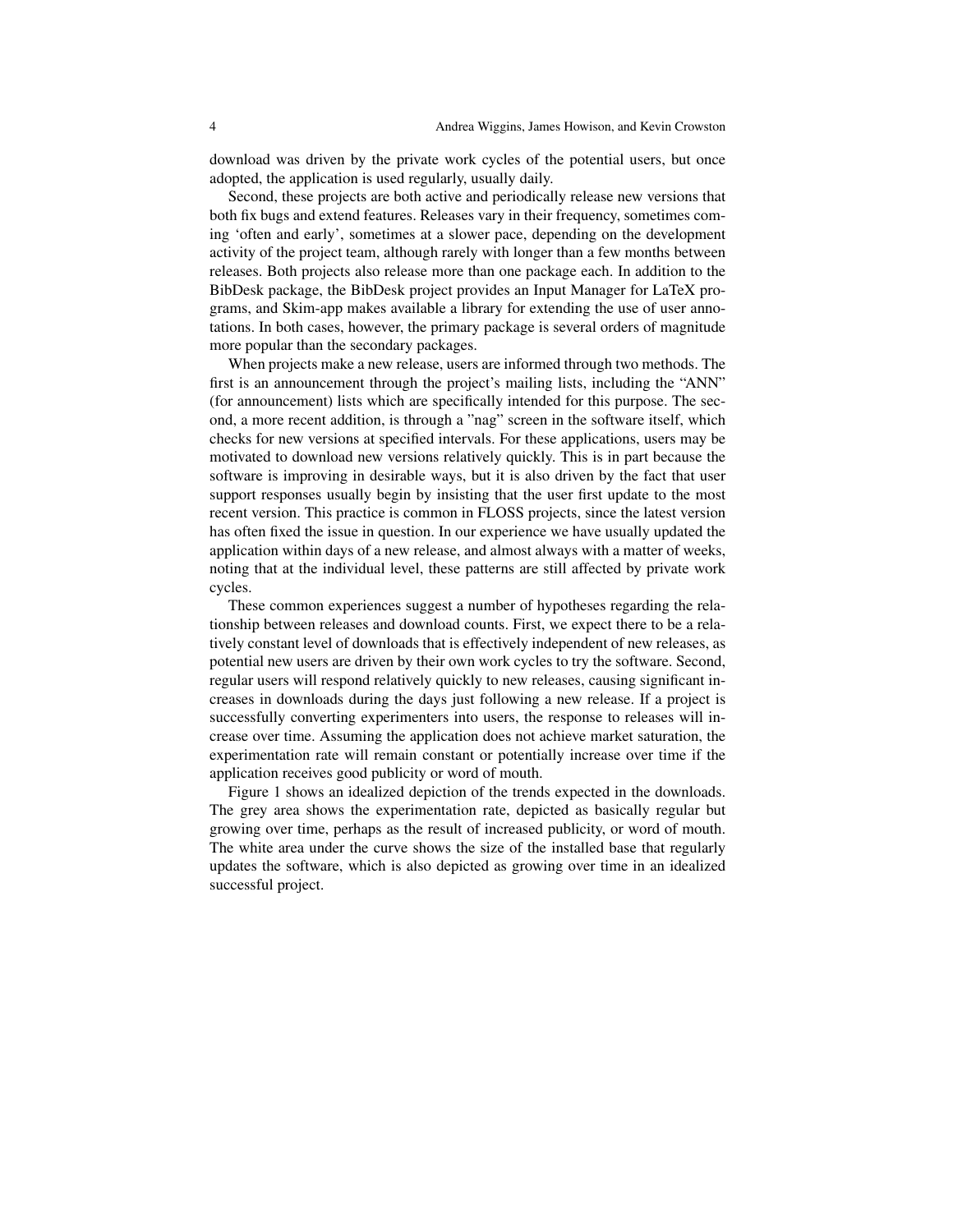download was driven by the private work cycles of the potential users, but once adopted, the application is used regularly, usually daily.

Second, these projects are both active and periodically release new versions that both fix bugs and extend features. Releases vary in their frequency, sometimes coming 'often and early', sometimes at a slower pace, depending on the development activity of the project team, although rarely with longer than a few months between releases. Both projects also release more than one package each. In addition to the BibDesk package, the BibDesk project provides an Input Manager for LaTeX programs, and Skim-app makes available a library for extending the use of user annotations. In both cases, however, the primary package is several orders of magnitude more popular than the secondary packages.

When projects make a new release, users are informed through two methods. The first is an announcement through the project's mailing lists, including the "ANN" (for announcement) lists which are specifically intended for this purpose. The second, a more recent addition, is through a "nag" screen in the software itself, which checks for new versions at specified intervals. For these applications, users may be motivated to download new versions relatively quickly. This is in part because the software is improving in desirable ways, but it is also driven by the fact that user support responses usually begin by insisting that the user first update to the most recent version. This practice is common in FLOSS projects, since the latest version has often fixed the issue in question. In our experience we have usually updated the application within days of a new release, and almost always with a matter of weeks, noting that at the individual level, these patterns are still affected by private work cycles.

These common experiences suggest a number of hypotheses regarding the relationship between releases and download counts. First, we expect there to be a relatively constant level of downloads that is effectively independent of new releases, as potential new users are driven by their own work cycles to try the software. Second, regular users will respond relatively quickly to new releases, causing significant increases in downloads during the days just following a new release. If a project is successfully converting experimenters into users, the response to releases will increase over time. Assuming the application does not achieve market saturation, the experimentation rate will remain constant or potentially increase over time if the application receives good publicity or word of mouth.

Figure 1 shows an idealized depiction of the trends expected in the downloads. The grey area shows the experimentation rate, depicted as basically regular but growing over time, perhaps as the result of increased publicity, or word of mouth. The white area under the curve shows the size of the installed base that regularly updates the software, which is also depicted as growing over time in an idealized successful project.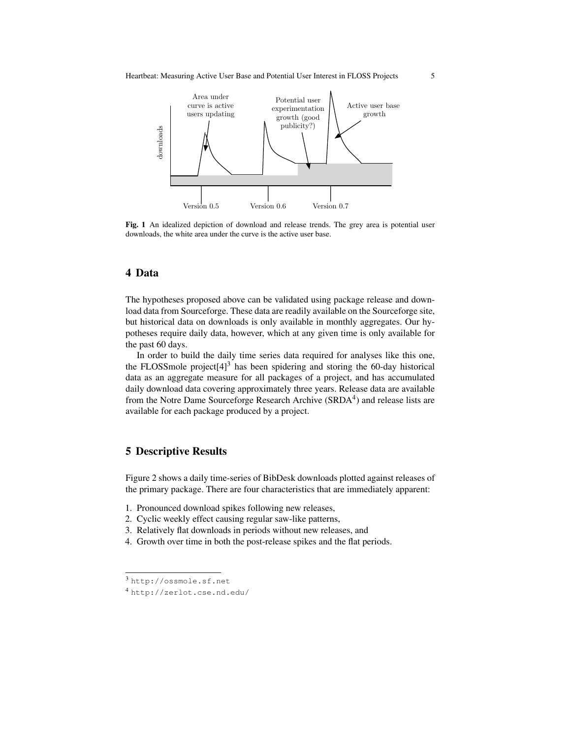Fig. 1 An idealized depiction of download and release trends. The grey area is potential user downloads, the white area under the curve is the active user base.

## 4 Data

The hypotheses proposed above can be validated using package release and download data from Sourceforge. These data are readily available on the Sourceforge site, but historical data on downloads is only available in monthly aggregates. Our hypotheses require daily data, however, which at any given time is only available for the past 60 days.

In order to build the daily time series data required for analyses like this one, the FLOSSmole project[4][3] has been spidering and storing the 60-day historical data as an aggregate measure for all packages of a project, and has accumulated daily download data covering approximately three years. Release data are available from the Notre Dame Sourceforge Research Archive (SRDA[4]) and release lists are available for each package produced by a project.

## 5 Descriptive Results

Figure 2 shows a daily time-series of BibDesk downloads plotted against releases of the primary package. There are four characteristics that are immediately apparent:

1. Pronounced download spikes following new releases,
2. Cyclic weekly effect causing regular saw-like patterns,
3. Relatively flat downloads in periods without new releases, and
4. Growth over time in both the post-release spikes and the flat periods.

[3] http://ossmole.sf.net

[4] http://zerlot.cse.nd.edu/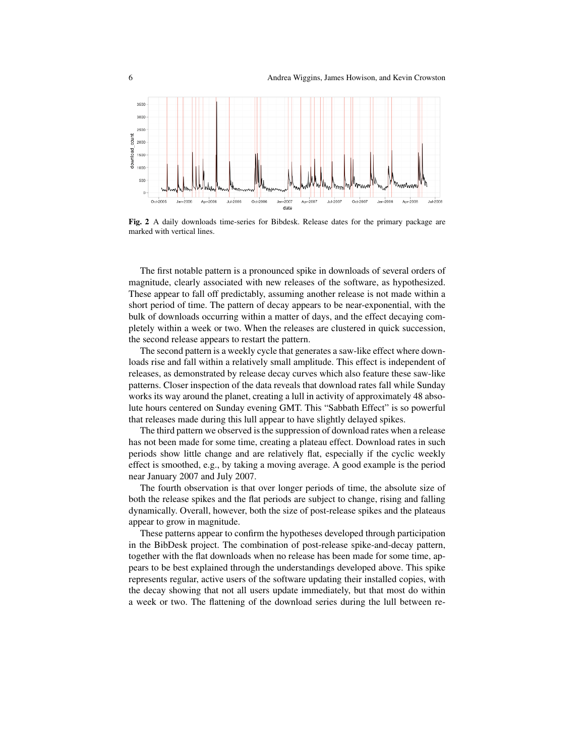**Fig. 2** A daily downloads time-series for Bibdesk. Release dates for the primary package are marked with vertical lines.

The first notable pattern is a pronounced spike in downloads of several orders of magnitude, clearly associated with new releases of the software, as hypothesized. These appear to fall off predictably, assuming another release is not made within a short period of time. The pattern of decay appears to be near-exponential, with the bulk of downloads occurring within a matter of days, and the effect decaying completely within a week or two. When the releases are clustered in quick succession, the second release appears to restart the pattern.

The second pattern is a weekly cycle that generates a saw-like effect where downloads rise and fall within a relatively small amplitude. This effect is independent of releases, as demonstrated by release decay curves which also feature these saw-like patterns. Closer inspection of the data reveals that download rates fall while Sunday works its way around the planet, creating a lull in activity of approximately 48 absolute hours centered on Sunday evening GMT. This "Sabbath Effect" is so powerful that releases made during this lull appear to have slightly delayed spikes.

The third pattern we observed is the suppression of download rates when a release has not been made for some time, creating a plateau effect. Download rates in such periods show little change and are relatively flat, especially if the cyclic weekly effect is smoothed, e.g., by taking a moving average. A good example is the period near January 2007 and July 2007.

The fourth observation is that over longer periods of time, the absolute size of both the release spikes and the flat periods are subject to change, rising and falling dynamically. Overall, however, both the size of post-release spikes and the plateaus appear to grow in magnitude.

These patterns appear to confirm the hypotheses developed through participation in the BibDesk project. The combination of post-release spike-and-decay pattern, together with the flat downloads when no release has been made for some time, appears to be best explained through the understandings developed above. This spike represents regular, active users of the software updating their installed copies, with the decay showing that not all users update immediately, but that most do within a week or two. The flattening of the download series during the lull between re-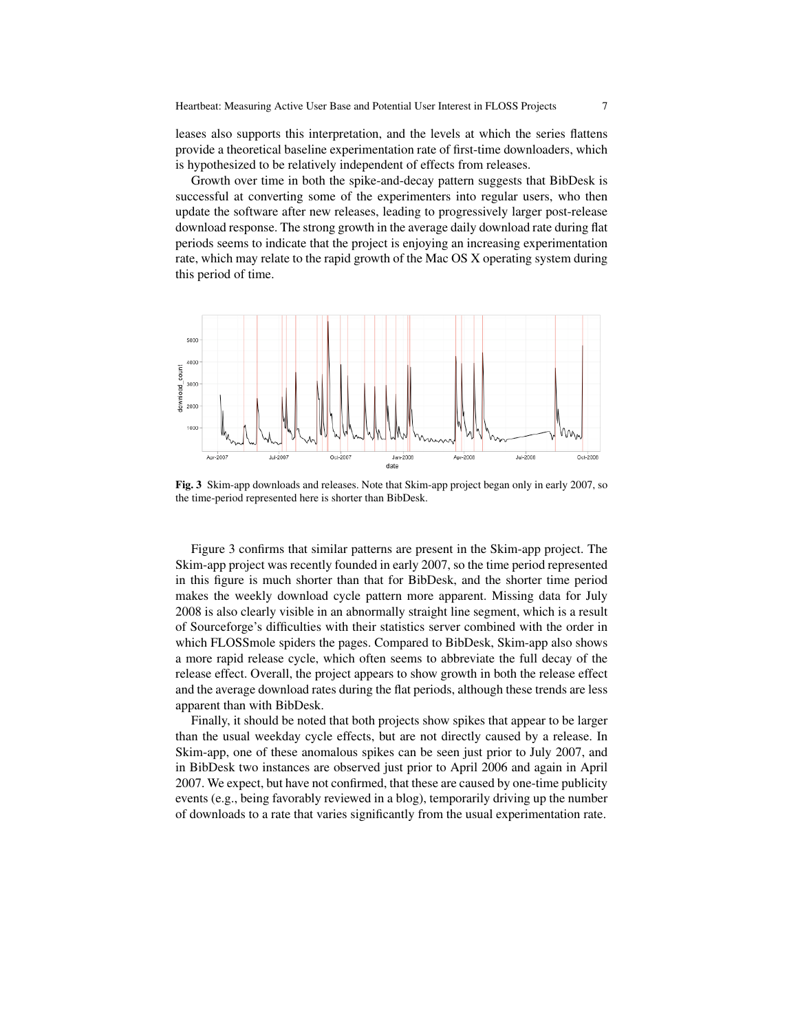leases also supports this interpretation, and the levels at which the series flattens provide a theoretical baseline experimentation rate of first-time downloaders, which is hypothesized to be relatively independent of effects from releases.

Growth over time in both the spike-and-decay pattern suggests that BibDesk is successful at converting some of the experimenters into regular users, who then update the software after new releases, leading to progressively larger post-release download response. The strong growth in the average daily download rate during flat periods seems to indicate that the project is enjoying an increasing experimentation rate, which may relate to the rapid growth of the Mac OS X operating system during this period of time.

**Fig. 3** Skim-app downloads and releases. Note that Skim-app project began only in early 2007, so the time-period represented here is shorter than BibDesk.

Figure 3 confirms that similar patterns are present in the Skim-app project. The Skim-app project was recently founded in early 2007, so the time period represented in this figure is much shorter than that for BibDesk, and the shorter time period makes the weekly download cycle pattern more apparent. Missing data for July 2008 is also clearly visible in an abnormally straight line segment, which is a result of Sourceforge's difficulties with their statistics server combined with the order in which FLOSSmole spiders the pages. Compared to BibDesk, Skim-app also shows a more rapid release cycle, which often seems to abbreviate the full decay of the release effect. Overall, the project appears to show growth in both the release effect and the average download rates during the flat periods, although these trends are less apparent than with BibDesk.

Finally, it should be noted that both projects show spikes that appear to be larger than the usual weekday cycle effects, but are not directly caused by a release. In Skim-app, one of these anomalous spikes can be seen just prior to July 2007, and in BibDesk two instances are observed just prior to April 2006 and again in April 2007. We expect, but have not confirmed, that these are caused by one-time publicity events (e.g., being favorably reviewed in a blog), temporarily driving up the number of downloads to a rate that varies significantly from the usual experimentation rate.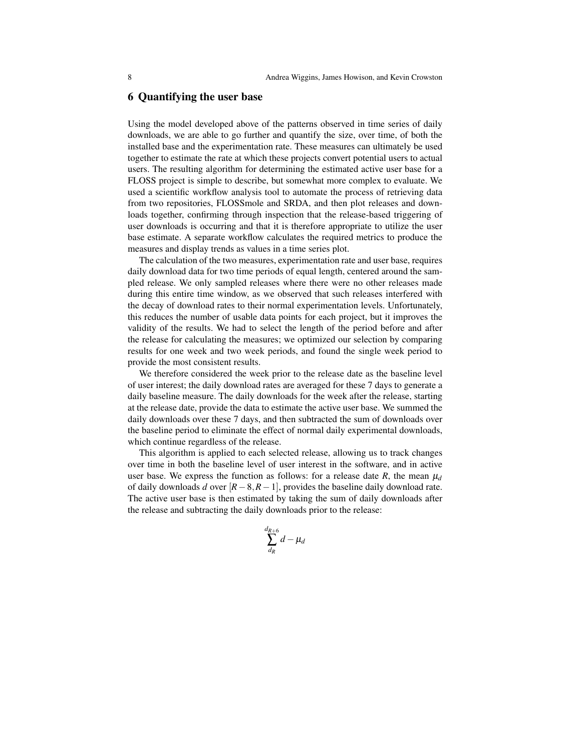## 6 Quantifying the user base

Using the model developed above of the patterns observed in time series of daily downloads, we are able to go further and quantify the size, over time, of both the installed base and the experimentation rate. These measures can ultimately be used together to estimate the rate at which these projects convert potential users to actual users. The resulting algorithm for determining the estimated active user base for a FLOSS project is simple to describe, but somewhat more complex to evaluate. We used a scientific workflow analysis tool to automate the process of retrieving data from two repositories, FLOSSmole and SRDA, and then plot releases and downloads together, confirming through inspection that the release-based triggering of user downloads is occurring and that it is therefore appropriate to utilize the user base estimate. A separate workflow calculates the required metrics to produce the measures and display trends as values in a time series plot.

The calculation of the two measures, experimentation rate and user base, requires daily download data for two time periods of equal length, centered around the sampled release. We only sampled releases where there were no other releases made during this entire time window, as we observed that such releases interfered with the decay of download rates to their normal experimentation levels. Unfortunately, this reduces the number of usable data points for each project, but it improves the validity of the results. We had to select the length of the period before and after the release for calculating the measures; we optimized our selection by comparing results for one week and two week periods, and found the single week period to provide the most consistent results.

We therefore considered the week prior to the release date as the baseline level of user interest; the daily download rates are averaged for these 7 days to generate a daily baseline measure. The daily downloads for the week after the release, starting at the release date, provide the data to estimate the active user base. We summed the daily downloads over these 7 days, and then subtracted the sum of downloads over the baseline period to eliminate the effect of normal daily experimental downloads, which continue regardless of the release.

This algorithm is applied to each selected release, allowing us to track changes over time in both the baseline level of user interest in the software, and in active user base. We express the function as follows: for a release date $R$, the mean $\mu_d$ of daily downloads $d$ over $[R-8, R-1]$, provides the baseline daily download rate. The active user base is then estimated by taking the sum of daily downloads after the release and subtracting the daily downloads prior to the release:

$$\sum_{d_R}^{d_{R+6}} d - \mu_d$$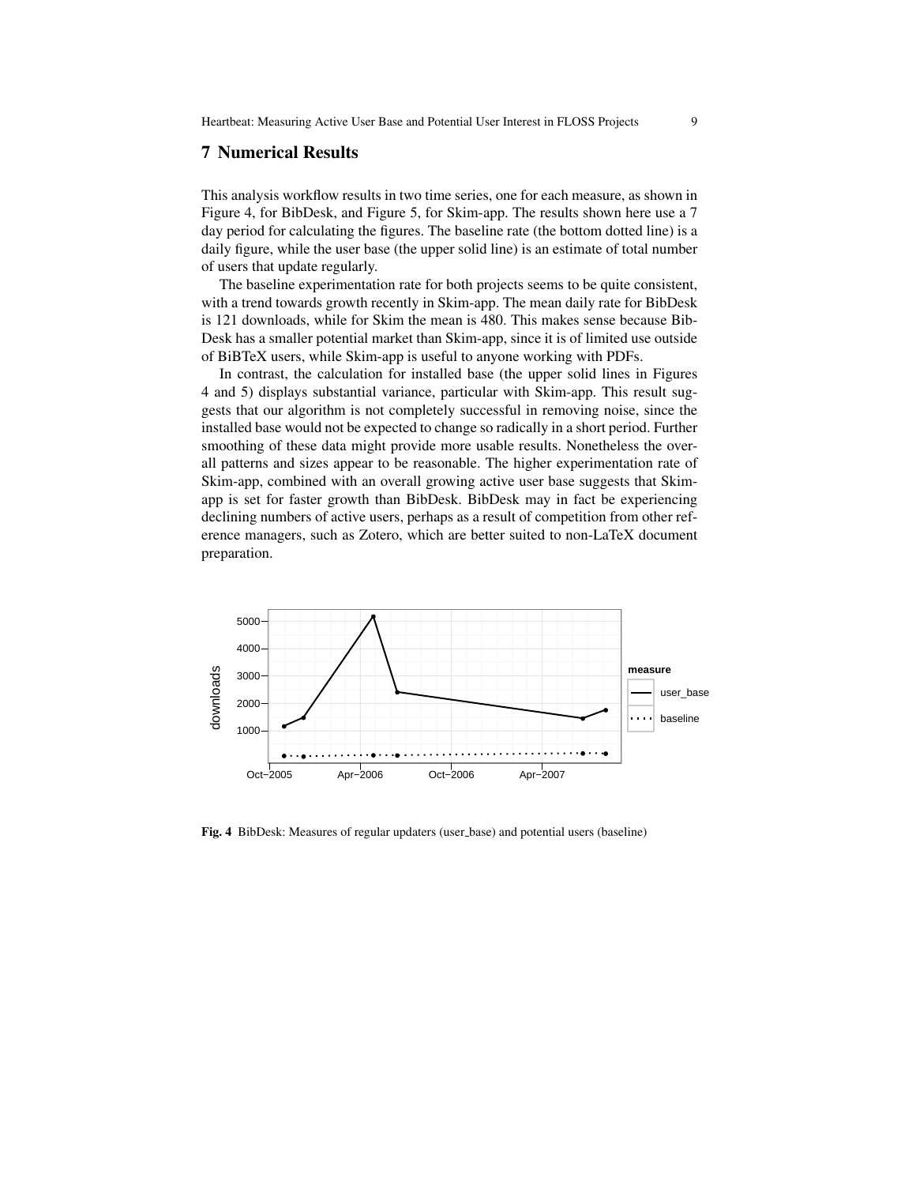## 7 Numerical Results

This analysis workflow results in two time series, one for each measure, as shown in Figure 4, for BibDesk, and Figure 5, for Skim-app. The results shown here use a 7 day period for calculating the figures. The baseline rate (the bottom dotted line) is a daily figure, while the user base (the upper solid line) is an estimate of total number of users that update regularly.

The baseline experimentation rate for both projects seems to be quite consistent, with a trend towards growth recently in Skim-app. The mean daily rate for BibDesk is 121 downloads, while for Skim the mean is 480. This makes sense because BibDesk has a smaller potential market than Skim-app, since it is of limited use outside of BiBTeX users, while Skim-app is useful to anyone working with PDFs.

In contrast, the calculation for installed base (the upper solid lines in Figures 4 and 5) displays substantial variance, particular with Skim-app. This result suggests that our algorithm is not completely successful in removing noise, since the installed base would not be expected to change so radically in a short period. Further smoothing of these data might provide more usable results. Nonetheless the overall patterns and sizes appear to be reasonable. The higher experimentation rate of Skim-app, combined with an overall growing active user base suggests that Skim-app is set for faster growth than BibDesk. BibDesk may in fact be experiencing declining numbers of active users, perhaps as a result of competition from other reference managers, such as Zotero, which are better suited to non-LaTeX document preparation.

**Fig. 4** BibDesk: Measures of regular updaters (user_base) and potential users (baseline)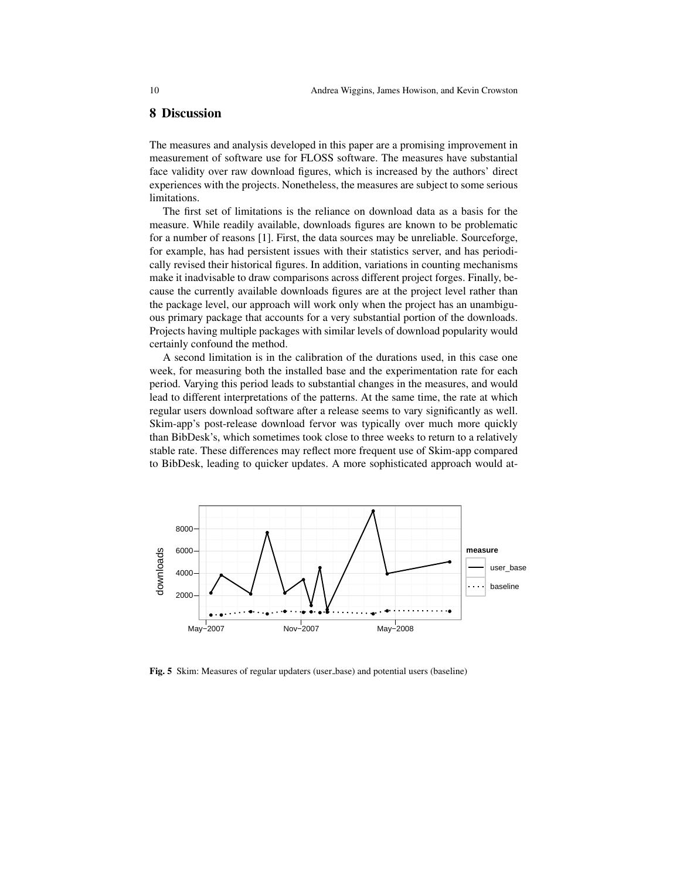## 8 Discussion

The measures and analysis developed in this paper are a promising improvement in measurement of software use for FLOSS software. The measures have substantial face validity over raw download figures, which is increased by the authors' direct experiences with the projects. Nonetheless, the measures are subject to some serious limitations.

The first set of limitations is the reliance on download data as a basis for the measure. While readily available, downloads figures are known to be problematic for a number of reasons [1]. First, the data sources may be unreliable. Sourceforge, for example, has had persistent issues with their statistics server, and has periodically revised their historical figures. In addition, variations in counting mechanisms make it inadvisable to draw comparisons across different project forges. Finally, because the currently available downloads figures are at the project level rather than the package level, our approach will work only when the project has an unambiguous primary package that accounts for a very substantial portion of the downloads. Projects having multiple packages with similar levels of download popularity would certainly confound the method.

A second limitation is in the calibration of the durations used, in this case one week, for measuring both the installed base and the experimentation rate for each period. Varying this period leads to substantial changes in the measures, and would lead to different interpretations of the patterns. At the same time, the rate at which regular users download software after a release seems to vary significantly as well. Skim-app's post-release download fervor was typically over much more quickly than BibDesk's, which sometimes took close to three weeks to return to a relatively stable rate. These differences may reflect more frequent use of Skim-app compared to BibDesk, leading to quicker updates. A more sophisticated approach would at-

**Fig. 5** Skim: Measures of regular updaters (user_base) and potential users (baseline)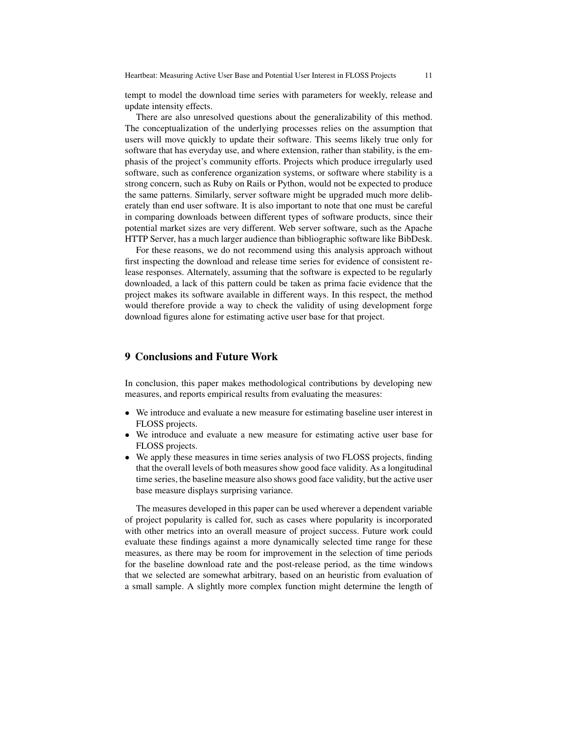tempt to model the download time series with parameters for weekly, release and update intensity effects.

There are also unresolved questions about the generalizability of this method. The conceptualization of the underlying processes relies on the assumption that users will move quickly to update their software. This seems likely true only for software that has everyday use, and where extension, rather than stability, is the emphasis of the project's community efforts. Projects which produce irregularly used software, such as conference organization systems, or software where stability is a strong concern, such as Ruby on Rails or Python, would not be expected to produce the same patterns. Similarly, server software might be upgraded much more deliberately than end user software. It is also important to note that one must be careful in comparing downloads between different types of software products, since their potential market sizes are very different. Web server software, such as the Apache HTTP Server, has a much larger audience than bibliographic software like BibDesk.

For these reasons, we do not recommend using this analysis approach without first inspecting the download and release time series for evidence of consistent release responses. Alternately, assuming that the software is expected to be regularly downloaded, a lack of this pattern could be taken as prima facie evidence that the project makes its software available in different ways. In this respect, the method would therefore provide a way to check the validity of using development forge download figures alone for estimating active user base for that project.

## 9 Conclusions and Future Work

In conclusion, this paper makes methodological contributions by developing new measures, and reports empirical results from evaluating the measures:

- We introduce and evaluate a new measure for estimating baseline user interest in FLOSS projects.
- We introduce and evaluate a new measure for estimating active user base for FLOSS projects.
- We apply these measures in time series analysis of two FLOSS projects, finding that the overall levels of both measures show good face validity. As a longitudinal time series, the baseline measure also shows good face validity, but the active user base measure displays surprising variance.

The measures developed in this paper can be used wherever a dependent variable of project popularity is called for, such as cases where popularity is incorporated with other metrics into an overall measure of project success. Future work could evaluate these findings against a more dynamically selected time range for these measures, as there may be room for improvement in the selection of time periods for the baseline download rate and the post-release period, as the time windows that we selected are somewhat arbitrary, based on an heuristic from evaluation of a small sample. A slightly more complex function might determine the length of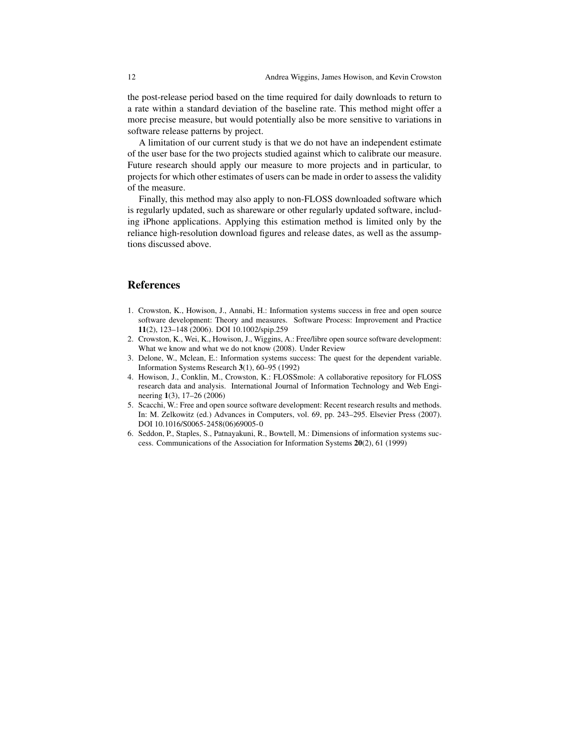the post-release period based on the time required for daily downloads to return to a rate within a standard deviation of the baseline rate. This method might offer a more precise measure, but would potentially also be more sensitive to variations in software release patterns by project.

A limitation of our current study is that we do not have an independent estimate of the user base for the two projects studied against which to calibrate our measure. Future research should apply our measure to more projects and in particular, to projects for which other estimates of users can be made in order to assess the validity of the measure.

Finally, this method may also apply to non-FLOSS downloaded software which is regularly updated, such as shareware or other regularly updated software, including iPhone applications. Applying this estimation method is limited only by the reliance high-resolution download figures and release dates, as well as the assumptions discussed above.

## References

1. Crowston, K., Howison, J., Annabi, H.: Information systems success in free and open source software development: Theory and measures. Software Process: Improvement and Practice **11**(2), 123–148 (2006). DOI 10.1002/spip.259
2. Crowston, K., Wei, K., Howison, J., Wiggins, A.: Free/libre open source software development: What we know and what we do not know (2008). Under Review
3. Delone, W., Mclean, E.: Information systems success: The quest for the dependent variable. Information Systems Research **3**(1), 60–95 (1992)
4. Howison, J., Conklin, M., Crowston, K.: FLOSSmole: A collaborative repository for FLOSS research data and analysis. International Journal of Information Technology and Web Engineering **1**(3), 17–26 (2006)
5. Scacchi, W.: Free and open source software development: Recent research results and methods. In: M. Zelkowitz (ed.) Advances in Computers, vol. 69, pp. 243–295. Elsevier Press (2007). DOI 10.1016/S0065-2458(06)69005-0
6. Seddon, P., Staples, S., Patnayakuni, R., Bowtell, M.: Dimensions of information systems success. Communications of the Association for Information Systems **20**(2), 61 (1999)